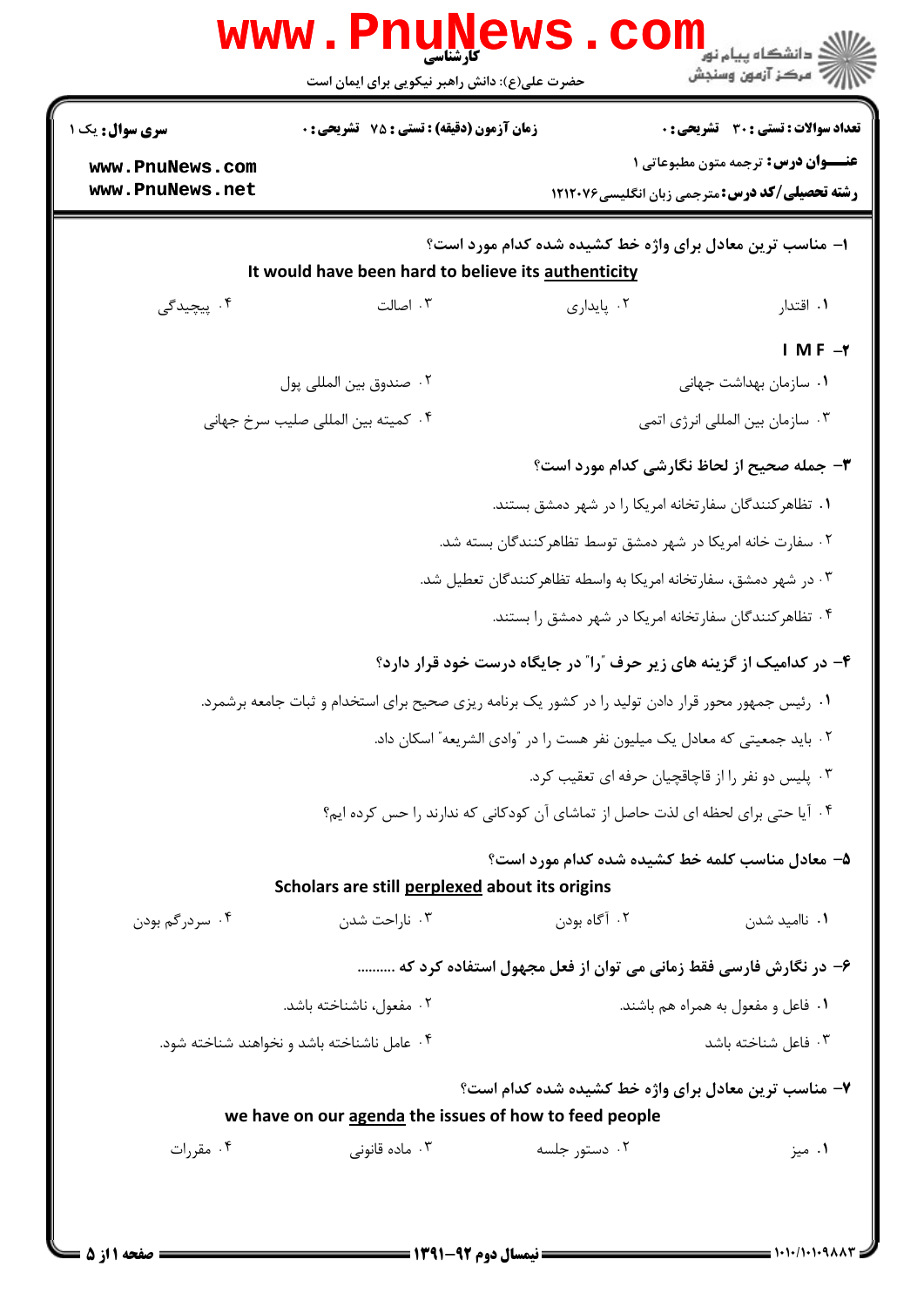کارشناسی

حضرت علی(ع): دانش راهبر نیکویی برای ایمان است

دانشگاه پیام نور
مرکز آزمون وسنجش

**سری سوال:** یک ۱

**زمان آزمون (دقیقه) : تستی : ۷۵ تشریحی : ۰**

**تعداد سوالات : تستی : ۳۰ تشریحی : ۰**

**عنـــوان درس:** ترجمه متون مطبوعاتی ۱

**رشته تحصیلی/کد درس:** مترجمی زبان انگلیسی ۱۲۱۲۰۷۶

---

**۱- مناسب ترین معادل برای واژه خط کشیده شده کدام مورد است؟**

It would have been hard to believe its authenticity

۱. اقتدار
۲. پایداری
۳. اصالت
۴. پیچیدگی

**۲- I M F**

۱. سازمان بهداشت جهانی
۲. صندوق بین المللی پول
۳. سازمان بین المللی انرژی اتمی
۴. کمیته بین المللی صلیب سرخ جهانی

**۳- جمله صحیح از لحاظ نگارشی کدام مورد است؟**

۱. تظاهرکنندگان سفارتخانه امریکا را در شهر دمشق بستند.
۲. سفارت خانه امریکا در شهر دمشق توسط تظاهرکنندگان بسته شد.
۳. در شهر دمشق، سفارتخانه امریکا به واسطه تظاهرکنندگان تعطیل شد.
۴. تظاهرکنندگان سفارتخانه امریکا در شهر دمشق را بستند.

**۴- در کدامیک از گزینه های زیر حرف "را" در جایگاه درست خود قرار دارد؟**

۱. رئیس جمهور محور قرار دادن تولید را در کشور یک برنامه ریزی صحیح برای استخدام و ثبات جامعه برشمرد.
۲. باید جمعیتی که معادل یک میلیون نفر هست را در "وادی الشریعه" اسکان داد.
۳. پلیس دو نفر را از قاچاقچیان حرفه ای تعقیب کرد.
۴. آیا حتی برای لحظه ای لذت حاصل از تماشای آن کودکانی که ندارند را حس کرده ایم؟

**۵- معادل مناسب کلمه خط کشیده شده کدام مورد است؟**

Scholars are still perplexed about its origins

۱. ناامید شدن
۲. آگاه بودن
۳. ناراحت شدن
۴. سردرگم بودن

**۶- در نگارش فارسی فقط زمانی می توان از فعل مجهول استفاده کرد که ..........**

۱. فاعل و مفعول به همراه هم باشند.
۲. مفعول، ناشناخته باشد.
۳. فاعل شناخته باشد
۴. عامل ناشناخته باشد و نخواهند شناخته شود.

**۷- مناسب ترین معادل برای واژه خط کشیده شده کدام است؟**

we have on our agenda the issues of how to feed people

۱. میز
۲. دستور جلسه
۳. ماده قانونی
۴. مقررات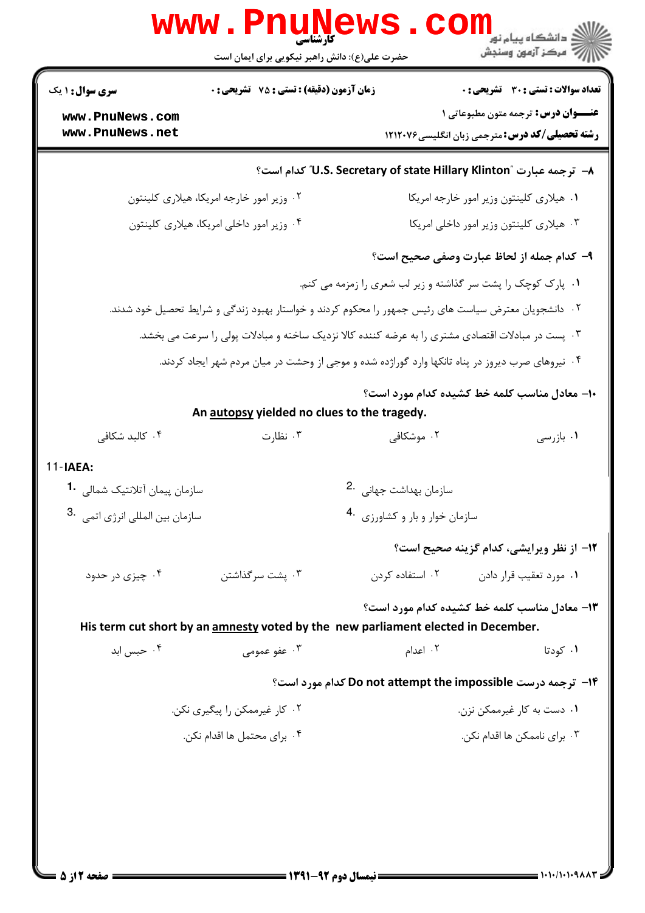۸– ترجمه عبارت "U.S. Secretary of state Hillary Klinton" کدام است؟

۱. هیلاری کلینتون وزیر امور خارجه امریکا
۲. وزیر امور خارجه امریکا، هیلاری کلینتون
۳. هیلاری کلینتون وزیر امور داخلی امریکا
۴. وزیر امور داخلی امریکا، هیلاری کلینتون

۹– کدام جمله از لحاظ عبارت وصفی صحیح است؟

۱. پارک کوچک را پشت سر گذاشته و زیر لب شعری را زمزمه می کنم.
۲. دانشجویان معترض سیاست های رئیس جمهور را محکوم کردند و خواستار بهبود زندگی و شرایط تحصیل خود شدند.
۳. پست در مبادلات اقتصادی مشتری را به عرضه کننده کالا نزدیک ساخته و مبادلات پولی را سرعت می بخشد.
۴. نیروهای صرب دیروز در پناه تانکها وارد گوراژده شده و موجی از وحشت در میان مردم شهر ایجاد کردند.

۱۰– معادل مناسب کلمه خط کشیده کدام مورد است؟

An autopsy yielded no clues to the tragedy.

۱. بازرسی
۲. موشکافی
۳. نظارت
۴. کالبد شکافی

11-IAEA:

1. سازمان پیمان آتلانتیک شمالی
2. سازمان بهداشت جهانی
3. سازمان بین المللی انرژی اتمی
4. سازمان خوار و بار و کشاورزی

۱۲– از نظر ویرایشی، کدام گزینه صحیح است؟

۱. مورد تعقیب قرار دادن
۲. استفاده کردن
۳. پشت سرگذاشتن
۴. چیزی در حدود

۱۳– معادل مناسب کلمه خط کشیده کدام مورد است؟

His term cut short by an amnesty voted by the new parliament elected in December.

۱. کودتا
۲. اعدام
۳. عفو عمومی
۴. حبس ابد

۱۴– ترجمه درست Do not attempt the impossible کدام مورد است؟

۱. دست به کار غیرممکن نزن.
۲. کار غیرممکن را پیگیری نکن.
۳. برای ناممکن ها اقدام نکن.
۴. برای محتمل ها اقدام نکن.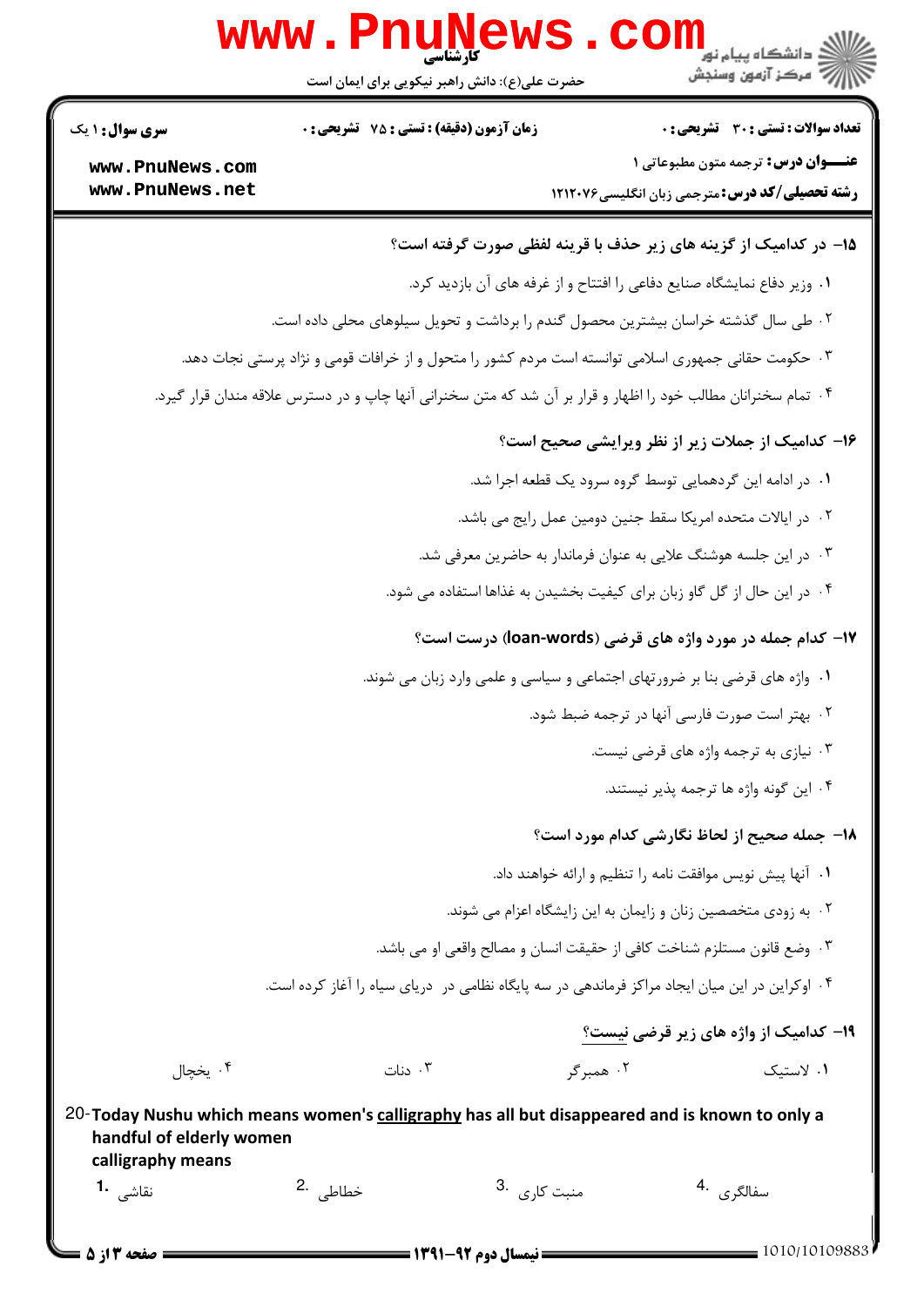۱۵- در کدامیک از گزینه های زیر حذف با قرینه لفظی صورت گرفته است؟

۱. وزیر دفاع نمایشگاه صنایع دفاعی را افتتاح و از غرفه های آن بازدید کرد.

۲. طی سال گذشته خراسان بیشترین محصول گندم را برداشت و تحویل سیلوهای محلی داده است.

۳. حکومت حقانی جمهوری اسلامی توانسته است مردم کشور را متحول و از خرافات قومی و نژاد پرستی نجات دهد.

۴. تمام سخنرانان مطالب خود را اظهار و قرار بر آن شد که متن سخنرانی آنها چاپ و در دسترس علاقه مندان قرار گیرد.

۱۶- کدامیک از جملات زیر از نظر ویرایشی صحیح است؟

۱. در ادامه این گردهمایی توسط گروه سرود یک قطعه اجرا شد.

۲. در ایالات متحده امریکا سقط جنین دومین عمل رایج می باشد.

۳. در این جلسه هوشنگ علایی به عنوان فرماندار به حاضرین معرفی شد.

۴. در این حال از گل گاو زبان برای کیفیت بخشیدن به غذاها استفاده می شود.

۱۷- کدام جمله در مورد واژه های قرضی (loan-words) درست است؟

۱. واژه های قرضی بنا بر ضرورتهای اجتماعی و سیاسی و علمی وارد زبان می شوند.

۲. بهتر است صورت فارسی آنها در ترجمه ضبط شود.

۳. نیازی به ترجمه واژه های قرضی نیست.

۴. این گونه واژه ها ترجمه پذیر نیستند.

۱۸- جمله صحیح از لحاظ نگارشی کدام مورد است؟

۱. آنها پیش نویس موافقت نامه را تنظیم و ارائه خواهند داد.

۲. به زودی متخصصین زنان و زایمان به این زایشگاه اعزام می شوند.

۳. وضع قانون مستلزم شناخت کافی از حقیقت انسان و مصالح واقعی او می باشد.

۴. اوکراین در این میان ایجاد مراکز فرماندهی در سه پایگاه نظامی در دریای سیاه را آغاز کرده است.

۱۹- کدامیک از واژه های زیر قرضی نیست؟

۱. لاستیک    ۲. همبرگر    ۳. دنات    ۴. یخچال

20- **Today Nushu which means women's calligraphy has all but disappeared and is known to only a handful of elderly women**

**calligraphy means**

1. نقاشی    2. خطاطی    3. منبت کاری    4. سفالگری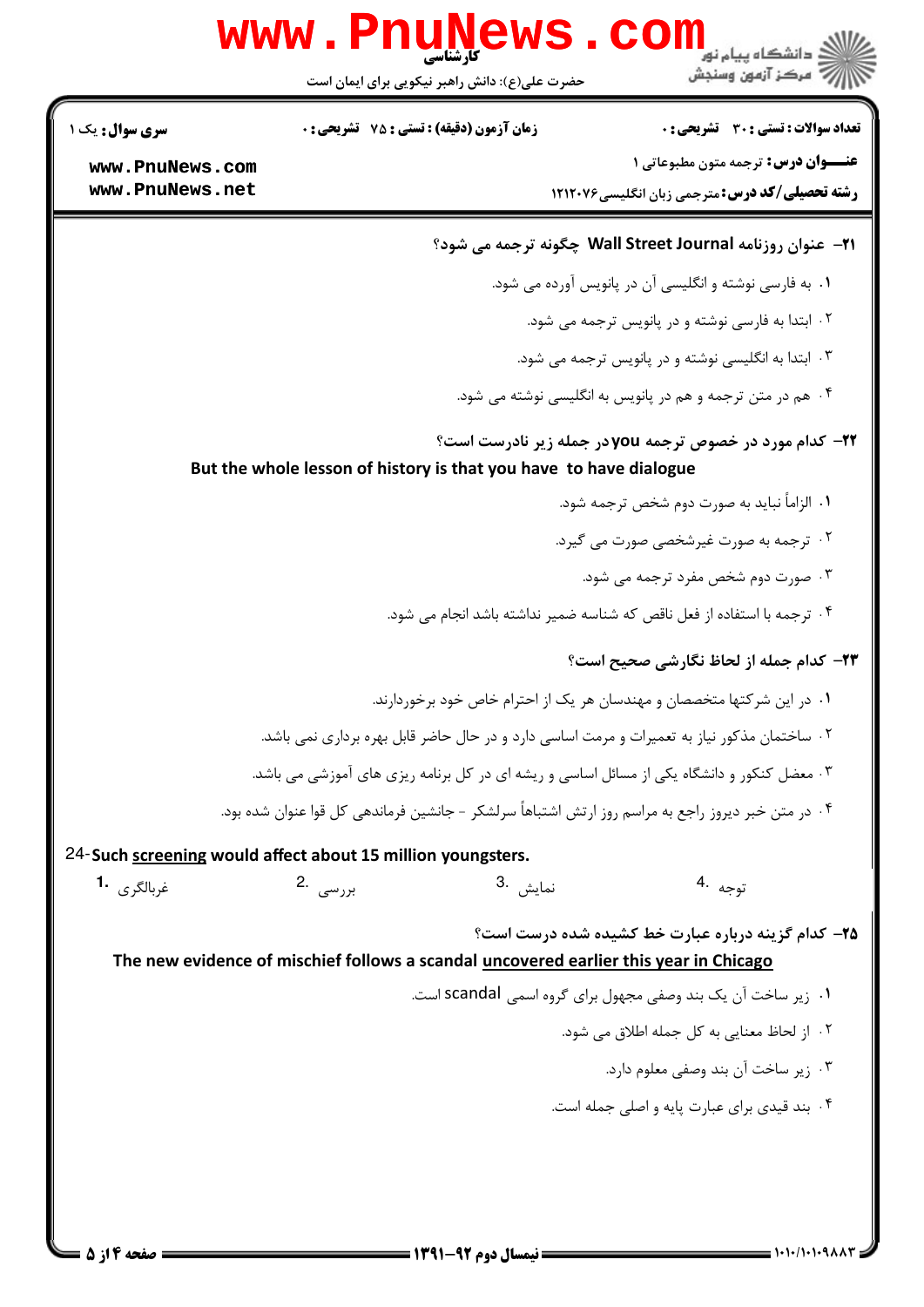۲۱- عنوان روزنامه Wall Street Journal چگونه ترجمه می شود؟

۱. به فارسی نوشته و انگلیسی آن در پانویس آورده می شود.

۲. ابتدا به فارسی نوشته و در پانویس ترجمه می شود.

۳. ابتدا به انگلیسی نوشته و در پانویس ترجمه می شود.

۴. هم در متن ترجمه و هم در پانویس به انگلیسی نوشته می شود.

۲۲- کدام مورد در خصوص ترجمه you در جمله زیر نادرست است؟

But the whole lesson of history is that you have to have dialogue

۱. الزاماً نباید به صورت دوم شخص ترجمه شود.

۲. ترجمه به صورت غیرشخصی صورت می گیرد.

۳. صورت دوم شخص مفرد ترجمه می شود.

۴. ترجمه با استفاده از فعل ناقص که شناسه ضمیر نداشته باشد انجام می شود.

۲۳- کدام جمله از لحاظ نگارشی صحیح است؟

۱. در این شرکتها متخصصان و مهندسان هر یک از احترام خاص خود برخوردارند.

۲. ساختمان مذکور نیاز به تعمیرات و مرمت اساسی دارد و در حال حاضر قابل بهره برداری نمی باشد.

۳. معضل کنکور و دانشگاه یکی از مسائل اساسی و ریشه ای در کل برنامه ریزی های آموزشی می باشد.

۴. در متن خبر دیروز راجع به مراسم روز ارتش اشتباهاً سرلشکر - جانشین فرماندهی کل قوا عنوان شده بود.

24- Such screening would affect about 15 million youngsters.

1. غربالگری
2. بررسی
3. نمایش
4. توجه

۲۵- کدام گزینه درباره عبارت خط کشیده شده درست است؟

The new evidence of mischief follows a scandal uncovered earlier this year in Chicago

۱. زیر ساخت آن یک بند وصفی مجهول برای گروه اسمی scandal است.

۲. از لحاظ معنایی به کل جمله اطلاق می شود.

۳. زیر ساخت آن بند وصفی معلوم دارد.

۴. بند قیدی برای عبارت پایه و اصلی جمله است.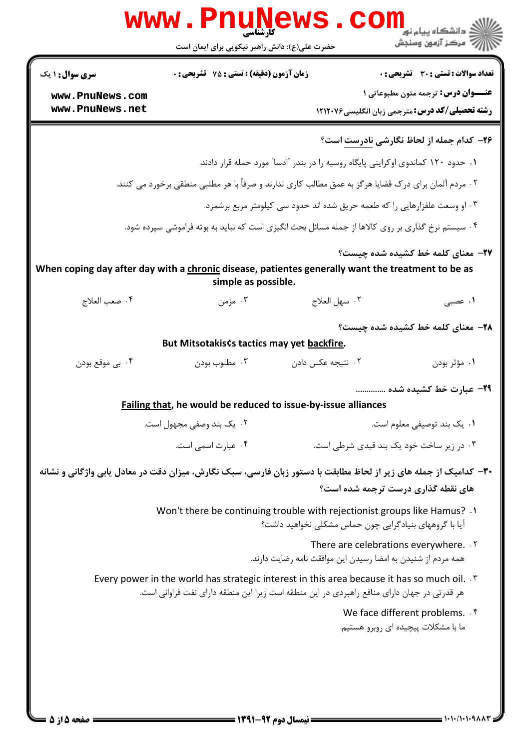۲۶- کدام جمله از لحاظ نگارشی نادرست است؟

۱. حدود ۱۲۰ کماندوی اوکراینی پایگاه روسیه را در بندر "ادسا" مورد حمله قرار دادند.

۲. مردم آلمان برای درک قضایا هرگز به عمق مطالب کاری ندارند و صرفاً با هر مطلبی منطقی برخورد می کنند.

۳. او وسعت علفزارهایی را که طعمه حریق شده اند حدود سی کیلومتر مربع برشمرد.

۴. سیستم نرخ گذاری بر روی کالاها از جمله مسائل بحث انگیزی است که نباید به بوته فراموشی سپرده شود.

۲۷- معنای کلمه خط کشیده شده چیست؟

When coping day after day with a <u>chronic</u> disease, patientes generally want the treatment to be as simple as possible.

۱. عصبی ۲. سهل العلاج ۳. مزمن ۴. صعب العلاج

۲۸- معنای کلمه خط کشیده شده چیست؟

But Mitsotakis¢s tactics may yet <u>backfire</u>.

۱. مؤثر بودن ۲. نتیجه عکس دادن ۳. مطلوب بودن ۴. بی موقع بودن

۲۹- عبارت خط کشیده شده ..............

<u>Failing that</u>, he would be reduced to issue-by-issue alliances

۱. یک بند توصیفی معلوم است. ۲. یک بند وصفی مجهول است.

۳. در زیر ساخت خود یک بند قیدی شرطی است. ۴. عبارت اسمی است.

۳۰- کدامیک از جمله های زیر از لحاظ مطابقت با دستور زبان فارسی، سبک نگارش، میزان دقت در معادل یابی واژگانی و نشانه های نقطه گذاری درست ترجمه شده است؟

۱. Won't there be continuing trouble with rejectionist groups like Hamus?
آیا با گروههای بنیادگرایی چون حماس مشکلی نخواهید داشت؟

۲. There are celebrations everywhere.
همه مردم از شنیدن به امضا رسیدن این موافقت نامه رضایت دارند.

۳. Every power in the world has strategic interest in this area because it has so much oil.
هر قدرتی در جهان دارای منافع راهبردی در این منطقه است زیرا این منطقه دارای نفت فراوانی است.

۴. We face different problems.
ما با مشکلات پیچیده ای روبرو هستیم.